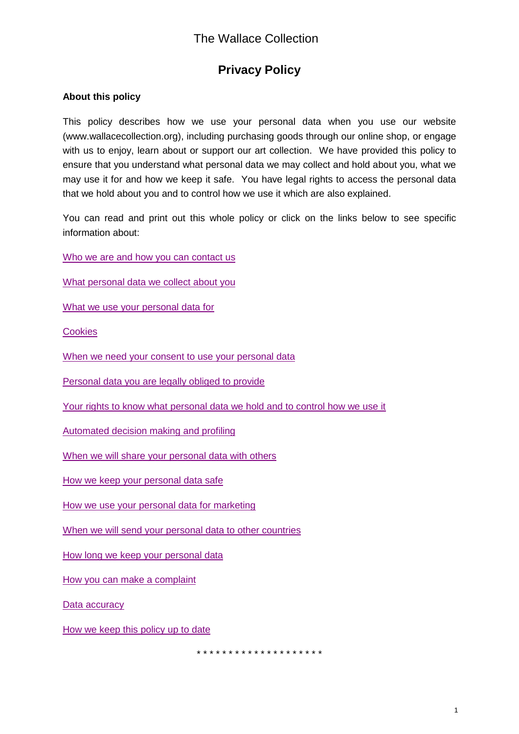The Wallace Collection

# Privacy Policy

**About this policy**

This policy describes how we use your personal data when you use our website (www.wallacecollection.org), including purchasing goods through our online shop, or engage with us to enjoy, learn about or support our art collection. We have provided this policy to ensure that you understand what personal data we may collect and hold about you, what we may use it for and how we keep it safe. You have legal rights to access the personal data that we hold about you and to control how we use it which are also explained.

You can read and print out this whole policy or click on the links below to see specific information about:

Who we are and how you can contact us

What personal data we collect about you

What we use your personal data for

Cookies

When we need your consent to use your personal data

Personal data you are legally obliged to provide

Your rights to know what personal data we hold and to control how we use it

Automated decision making and profiling

When we will share your personal data with others

How we keep your personal data safe

How we use your personal data for marketing

When we will send your personal data to other countries

How long we keep your personal data

How you can make a complaint

Data accuracy

How we keep this policy up to date

* * * * * * * * * * * * * * * * * * * *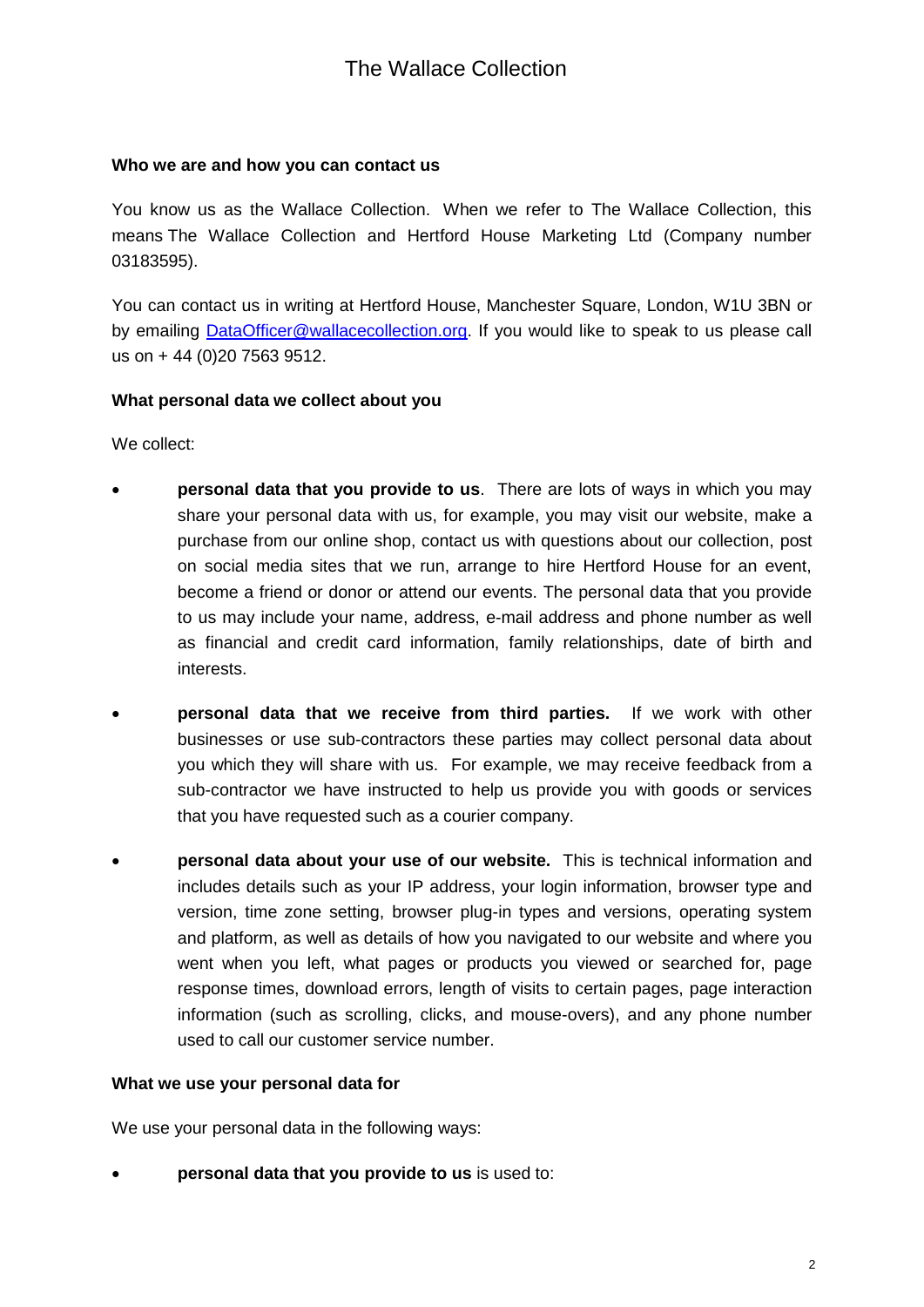**Who we are and how you can contact us**

You know us as the Wallace Collection. When we refer to The Wallace Collection, this means The Wallace Collection and Hertford House Marketing Ltd (Company number 03183595).

You can contact us in writing at Hertford House, Manchester Square, London, W1U 3BN or by emailing [DataOfficer@wallacecollection.org](mailto:DataOfficer@wallacecollection.org). If you would like to speak to us please call us on + 44 (0)20 7563 9512.

**What personal data we collect about you**

We collect:

- **personal data that you provide to us**. There are lots of ways in which you may share your personal data with us, for example, you may visit our website, make a purchase from our online shop, contact us with questions about our collection, post on social media sites that we run, arrange to hire Hertford House for an event, become a friend or donor or attend our events. The personal data that you provide to us may include your name, address, e-mail address and phone number as well as financial and credit card information, family relationships, date of birth and interests.
- **personal data that we receive from third parties.** If we work with other businesses or use sub-contractors these parties may collect personal data about you which they will share with us. For example, we may receive feedback from a sub-contractor we have instructed to help us provide you with goods or services that you have requested such as a courier company.
- **personal data about your use of our website.** This is technical information and includes details such as your IP address, your login information, browser type and version, time zone setting, browser plug-in types and versions, operating system and platform, as well as details of how you navigated to our website and where you went when you left, what pages or products you viewed or searched for, page response times, download errors, length of visits to certain pages, page interaction information (such as scrolling, clicks, and mouse-overs), and any phone number used to call our customer service number.

**What we use your personal data for**

We use your personal data in the following ways:

- **personal data that you provide to us** is used to: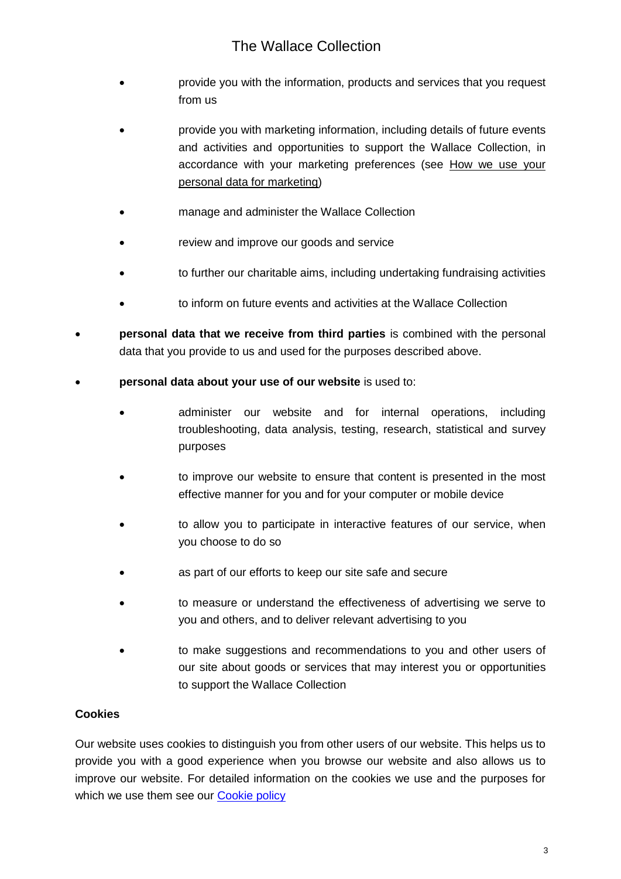- provide you with the information, products and services that you request from us
    - provide you with marketing information, including details of future events and activities and opportunities to support the Wallace Collection, in accordance with your marketing preferences (see How we use your personal data for marketing)
    - manage and administer the Wallace Collection
    - review and improve our goods and service
    - to further our charitable aims, including undertaking fundraising activities
    - to inform on future events and activities at the Wallace Collection
- **personal data that we receive from third parties** is combined with the personal data that you provide to us and used for the purposes described above.
- **personal data about your use of our website** is used to:
    - administer our website and for internal operations, including troubleshooting, data analysis, testing, research, statistical and survey purposes
    - to improve our website to ensure that content is presented in the most effective manner for you and for your computer or mobile device
    - to allow you to participate in interactive features of our service, when you choose to do so
    - as part of our efforts to keep our site safe and secure
    - to measure or understand the effectiveness of advertising we serve to you and others, and to deliver relevant advertising to you
    - to make suggestions and recommendations to you and other users of our site about goods or services that may interest you or opportunities to support the Wallace Collection

**Cookies**

Our website uses cookies to distinguish you from other users of our website. This helps us to provide you with a good experience when you browse our website and also allows us to improve our website. For detailed information on the cookies we use and the purposes for which we use them see our Cookie policy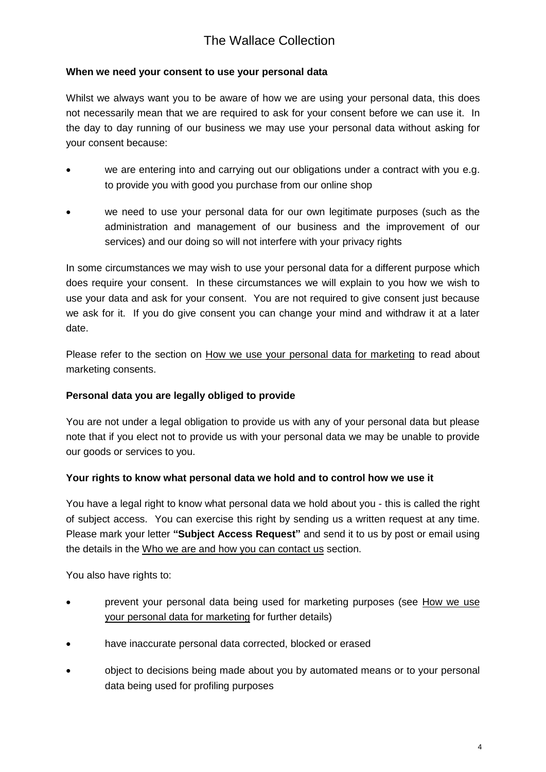### When we need your consent to use your personal data

Whilst we always want you to be aware of how we are using your personal data, this does not necessarily mean that we are required to ask for your consent before we can use it. In the day to day running of our business we may use your personal data without asking for your consent because:

- we are entering into and carrying out our obligations under a contract with you e.g. to provide you with good you purchase from our online shop
- we need to use your personal data for our own legitimate purposes (such as the administration and management of our business and the improvement of our services) and our doing so will not interfere with your privacy rights

In some circumstances we may wish to use your personal data for a different purpose which does require your consent. In these circumstances we will explain to you how we wish to use your data and ask for your consent. You are not required to give consent just because we ask for it. If you do give consent you can change your mind and withdraw it at a later date.

Please refer to the section on How we use your personal data for marketing to read about marketing consents.

### Personal data you are legally obliged to provide

You are not under a legal obligation to provide us with any of your personal data but please note that if you elect not to provide us with your personal data we may be unable to provide our goods or services to you.

### Your rights to know what personal data we hold and to control how we use it

You have a legal right to know what personal data we hold about you - this is called the right of subject access. You can exercise this right by sending us a written request at any time. Please mark your letter **"Subject Access Request"** and send it to us by post or email using the details in the Who we are and how you can contact us section.

You also have rights to:

- prevent your personal data being used for marketing purposes (see How we use your personal data for marketing for further details)
- have inaccurate personal data corrected, blocked or erased
- object to decisions being made about you by automated means or to your personal data being used for profiling purposes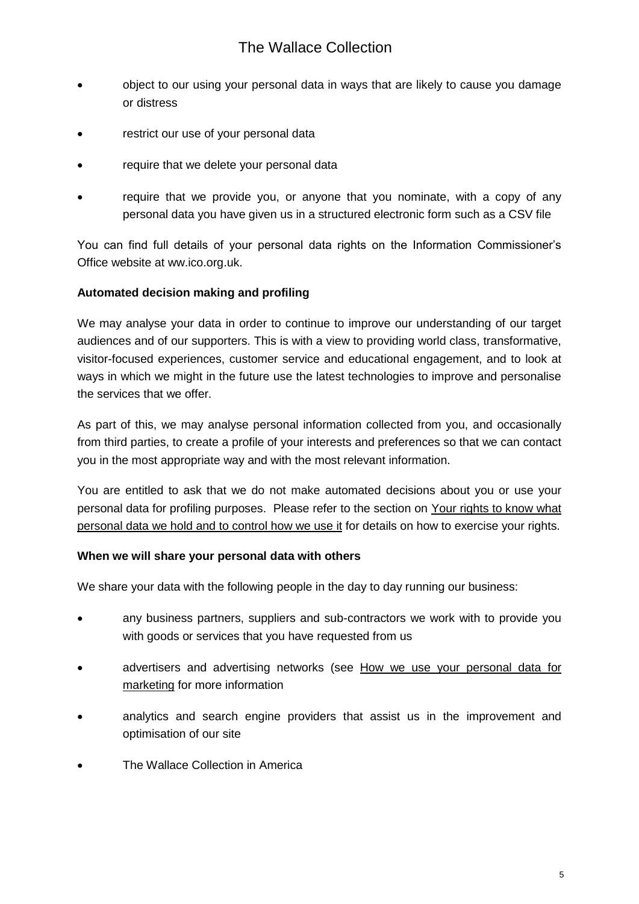- object to our using your personal data in ways that are likely to cause you damage or distress
- restrict our use of your personal data
- require that we delete your personal data
- require that we provide you, or anyone that you nominate, with a copy of any personal data you have given us in a structured electronic form such as a CSV file

You can find full details of your personal data rights on the Information Commissioner's Office website at ww.ico.org.uk.

**Automated decision making and profiling**

We may analyse your data in order to continue to improve our understanding of our target audiences and of our supporters. This is with a view to providing world class, transformative, visitor-focused experiences, customer service and educational engagement, and to look at ways in which we might in the future use the latest technologies to improve and personalise the services that we offer.

As part of this, we may analyse personal information collected from you, and occasionally from third parties, to create a profile of your interests and preferences so that we can contact you in the most appropriate way and with the most relevant information.

You are entitled to ask that we do not make automated decisions about you or use your personal data for profiling purposes. Please refer to the section on Your rights to know what personal data we hold and to control how we use it for details on how to exercise your rights.

**When we will share your personal data with others**

We share your data with the following people in the day to day running our business:

- any business partners, suppliers and sub-contractors we work with to provide you with goods or services that you have requested from us
- advertisers and advertising networks (see How we use your personal data for marketing for more information
- analytics and search engine providers that assist us in the improvement and optimisation of our site
- The Wallace Collection in America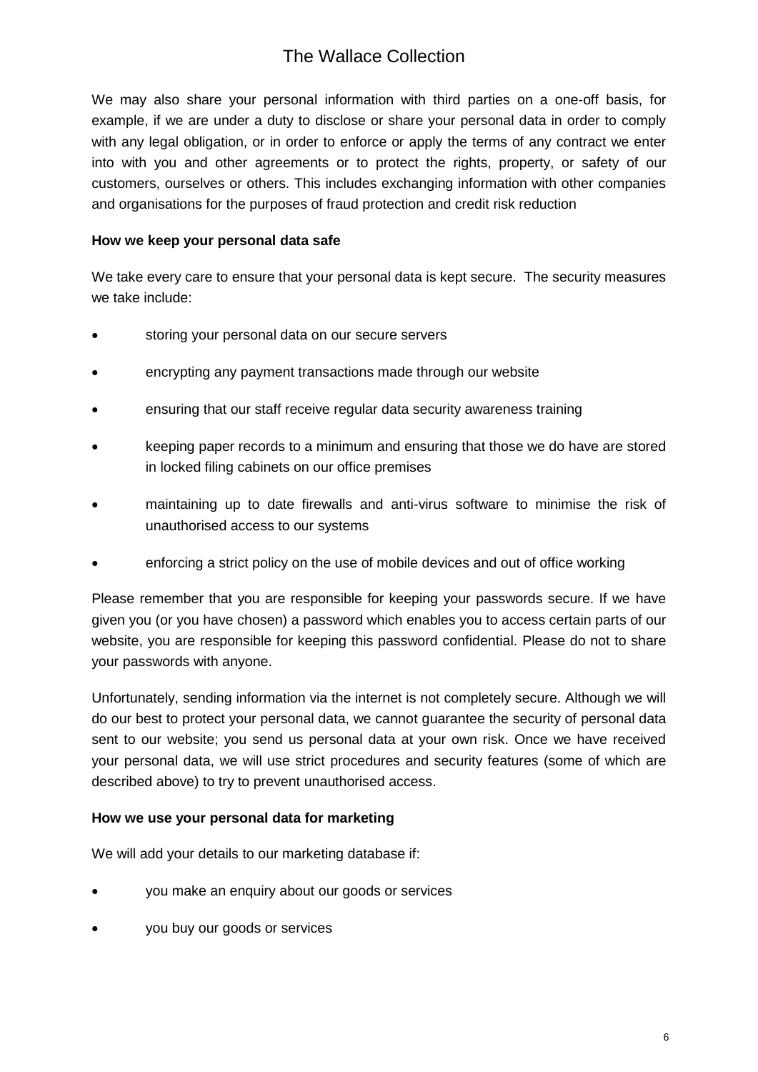We may also share your personal information with third parties on a one-off basis, for example, if we are under a duty to disclose or share your personal data in order to comply with any legal obligation, or in order to enforce or apply the terms of any contract we enter into with you and other agreements or to protect the rights, property, or safety of our customers, ourselves or others. This includes exchanging information with other companies and organisations for the purposes of fraud protection and credit risk reduction

**How we keep your personal data safe**

We take every care to ensure that your personal data is kept secure. The security measures we take include:

- storing your personal data on our secure servers
- encrypting any payment transactions made through our website
- ensuring that our staff receive regular data security awareness training
- keeping paper records to a minimum and ensuring that those we do have are stored in locked filing cabinets on our office premises
- maintaining up to date firewalls and anti-virus software to minimise the risk of unauthorised access to our systems
- enforcing a strict policy on the use of mobile devices and out of office working

Please remember that you are responsible for keeping your passwords secure. If we have given you (or you have chosen) a password which enables you to access certain parts of our website, you are responsible for keeping this password confidential. Please do not to share your passwords with anyone.

Unfortunately, sending information via the internet is not completely secure. Although we will do our best to protect your personal data, we cannot guarantee the security of personal data sent to our website; you send us personal data at your own risk. Once we have received your personal data, we will use strict procedures and security features (some of which are described above) to try to prevent unauthorised access.

**How we use your personal data for marketing**

We will add your details to our marketing database if:

- you make an enquiry about our goods or services
- you buy our goods or services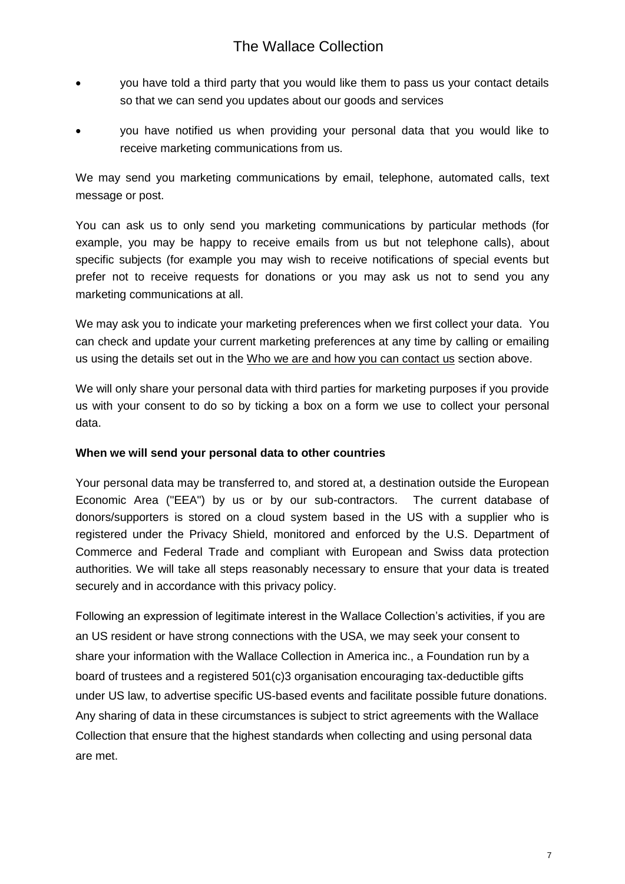- you have told a third party that you would like them to pass us your contact details so that we can send you updates about our goods and services
- you have notified us when providing your personal data that you would like to receive marketing communications from us.

We may send you marketing communications by email, telephone, automated calls, text message or post.

You can ask us to only send you marketing communications by particular methods (for example, you may be happy to receive emails from us but not telephone calls), about specific subjects (for example you may wish to receive notifications of special events but prefer not to receive requests for donations or you may ask us not to send you any marketing communications at all.

We may ask you to indicate your marketing preferences when we first collect your data. You can check and update your current marketing preferences at any time by calling or emailing us using the details set out in the Who we are and how you can contact us section above.

We will only share your personal data with third parties for marketing purposes if you provide us with your consent to do so by ticking a box on a form we use to collect your personal data.

**When we will send your personal data to other countries**

Your personal data may be transferred to, and stored at, a destination outside the European Economic Area ("EEA") by us or by our sub-contractors. The current database of donors/supporters is stored on a cloud system based in the US with a supplier who is registered under the Privacy Shield, monitored and enforced by the U.S. Department of Commerce and Federal Trade and compliant with European and Swiss data protection authorities. We will take all steps reasonably necessary to ensure that your data is treated securely and in accordance with this privacy policy.

Following an expression of legitimate interest in the Wallace Collection's activities, if you are an US resident or have strong connections with the USA, we may seek your consent to share your information with the Wallace Collection in America inc., a Foundation run by a board of trustees and a registered 501(c)3 organisation encouraging tax-deductible gifts under US law, to advertise specific US-based events and facilitate possible future donations. Any sharing of data in these circumstances is subject to strict agreements with the Wallace Collection that ensure that the highest standards when collecting and using personal data are met.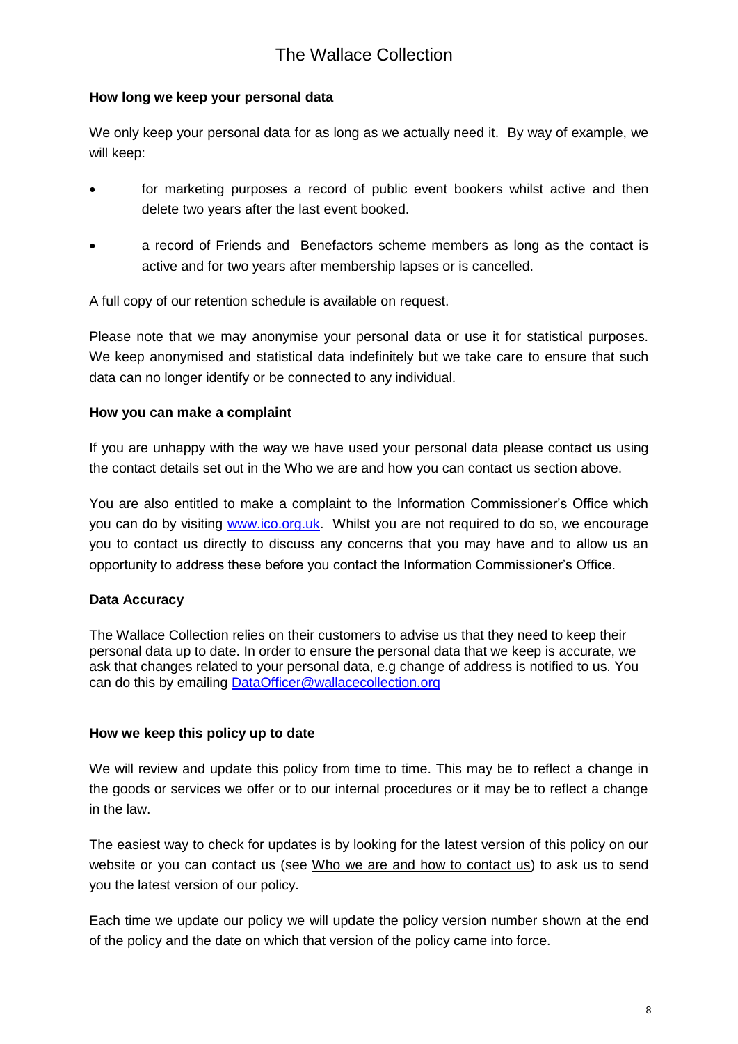**How long we keep your personal data**

We only keep your personal data for as long as we actually need it. By way of example, we will keep:

- for marketing purposes a record of public event bookers whilst active and then delete two years after the last event booked.
- a record of Friends and Benefactors scheme members as long as the contact is active and for two years after membership lapses or is cancelled.

A full copy of our retention schedule is available on request.

Please note that we may anonymise your personal data or use it for statistical purposes. We keep anonymised and statistical data indefinitely but we take care to ensure that such data can no longer identify or be connected to any individual.

**How you can make a complaint**

If you are unhappy with the way we have used your personal data please contact us using the contact details set out in the Who we are and how you can contact us section above.

You are also entitled to make a complaint to the Information Commissioner's Office which you can do by visiting www.ico.org.uk. Whilst you are not required to do so, we encourage you to contact us directly to discuss any concerns that you may have and to allow us an opportunity to address these before you contact the Information Commissioner's Office.

**Data Accuracy**

The Wallace Collection relies on their customers to advise us that they need to keep their personal data up to date. In order to ensure the personal data that we keep is accurate, we ask that changes related to your personal data, e.g change of address is notified to us. You can do this by emailing DataOfficer@wallacecollection.org

**How we keep this policy up to date**

We will review and update this policy from time to time. This may be to reflect a change in the goods or services we offer or to our internal procedures or it may be to reflect a change in the law.

The easiest way to check for updates is by looking for the latest version of this policy on our website or you can contact us (see Who we are and how to contact us) to ask us to send you the latest version of our policy.

Each time we update our policy we will update the policy version number shown at the end of the policy and the date on which that version of the policy came into force.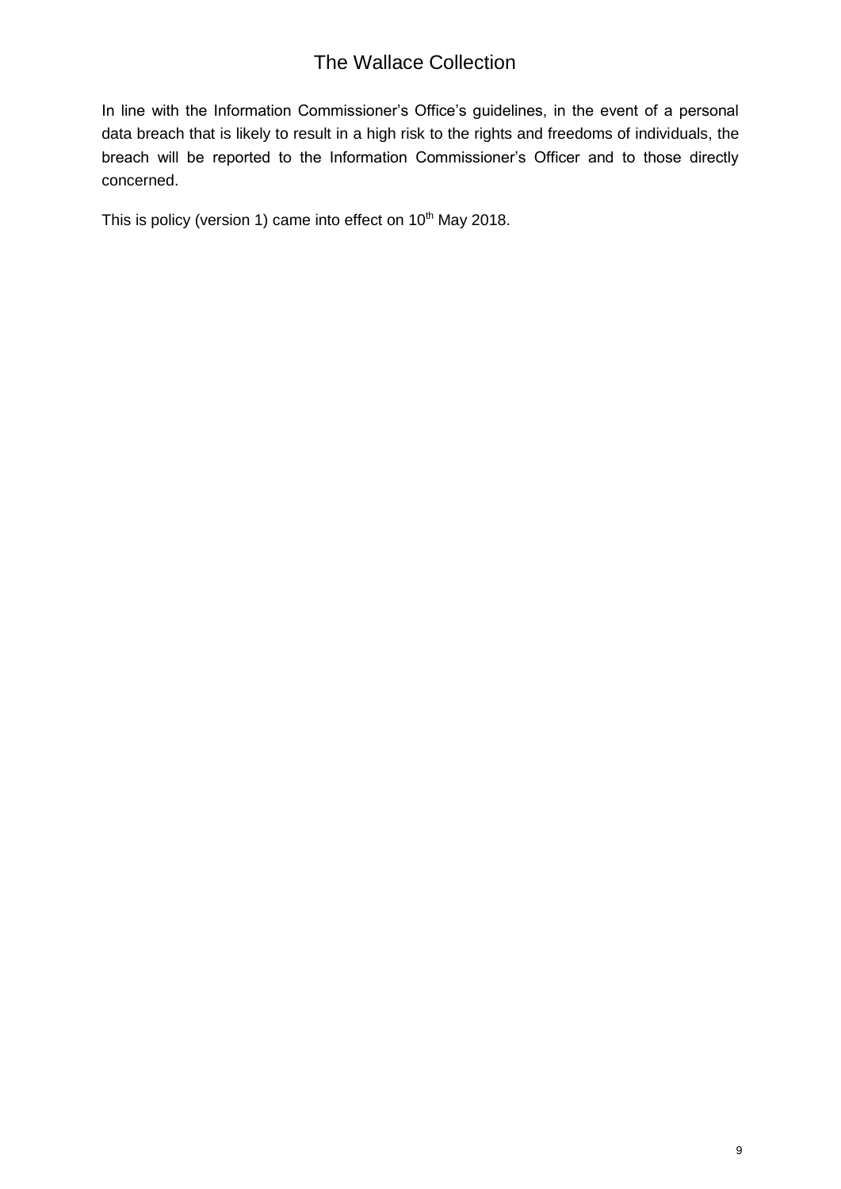In line with the Information Commissioner's Office's guidelines, in the event of a personal data breach that is likely to result in a high risk to the rights and freedoms of individuals, the breach will be reported to the Information Commissioner's Officer and to those directly concerned.

This is policy (version 1) came into effect on 10th May 2018.